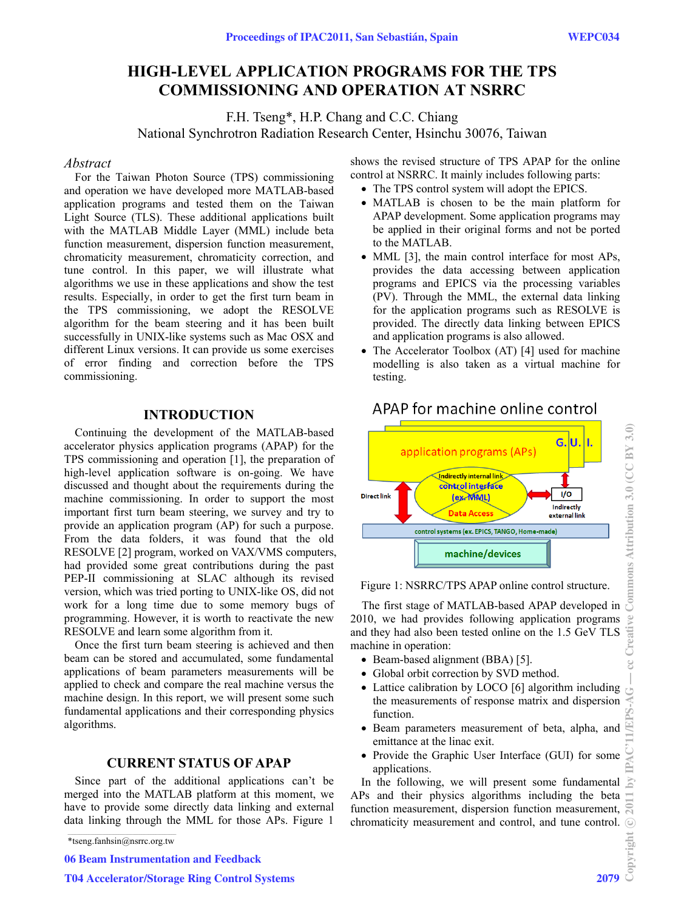# HIGH-LEVEL APPLICATION PROGRAMS FOR THE TPS COMMISSIONING AND OPERATION AT NSRRC

F.H. Tseng*, H.P. Chang and C.C. Chiang
National Synchrotron Radiation Research Center, Hsinchu 30076, Taiwan

## Abstract

For the Taiwan Photon Source (TPS) commissioning and operation we have developed more MATLAB-based application programs and tested them on the Taiwan Light Source (TLS). These additional applications built with the MATLAB Middle Layer (MML) include beta function measurement, dispersion function measurement, chromaticity measurement, chromaticity correction, and tune control. In this paper, we will illustrate what algorithms we use in these applications and show the test results. Especially, in order to get the first turn beam in the TPS commissioning, we adopt the RESOLVE algorithm for the beam steering and it has been built successfully in UNIX-like systems such as Mac OSX and different Linux versions. It can provide us some exercises of error finding and correction before the TPS commissioning.

## INTRODUCTION

Continuing the development of the MATLAB-based accelerator physics application programs (APAP) for the TPS commissioning and operation [1], the preparation of high-level application software is on-going. We have discussed and thought about the requirements during the machine commissioning. In order to support the most important first turn beam steering, we survey and try to provide an application program (AP) for such a purpose. From the data folders, it was found that the old RESOLVE [2] program, worked on VAX/VMS computers, had provided some great contributions during the past PEP-II commissioning at SLAC although its revised version, which was tried porting to UNIX-like OS, did not work for a long time due to some memory bugs of programming. However, it is worth to reactivate the new RESOLVE and learn some algorithm from it.

Once the first turn beam steering is achieved and then beam can be stored and accumulated, some fundamental applications of beam parameters measurements will be applied to check and compare the real machine versus the machine design. In this report, we will present some such fundamental applications and their corresponding physics algorithms.

## CURRENT STATUS OF APAP

Since part of the additional applications can't be merged into the MATLAB platform at this moment, we have to provide some directly data linking and external data linking through the MML for those APs. Figure 1 shows the revised structure of TPS APAP for the online control at NSRRC. It mainly includes following parts:

- The TPS control system will adopt the EPICS.
- MATLAB is chosen to be the main platform for APAP development. Some application programs may be applied in their original forms and not be ported to the MATLAB.
- MML [3], the main control interface for most APs, provides the data accessing between application programs and EPICS via the processing variables (PV). Through the MML, the external data linking for the application programs such as RESOLVE is provided. The directly data linking between EPICS and application programs is also allowed.
- The Accelerator Toolbox (AT) [4] used for machine modelling is also taken as a virtual machine for testing.

APAP for machine online control

application programs (APs) — G.U.I. — Indirectly internal link — control interface (ex. MML) — Data Access — Direct link — I/O — Indirectly external link — control systems (ex. EPICS, TANGO, Home-made) — machine/devices

Figure 1: NSRRC/TPS APAP online control structure.

The first stage of MATLAB-based APAP developed in 2010, we had provides following application programs and they had also been tested online on the 1.5 GeV TLS machine in operation:

- Beam-based alignment (BBA) [5].
- Global orbit correction by SVD method.
- Lattice calibration by LOCO [6] algorithm including the measurements of response matrix and dispersion function.
- Beam parameters measurement of beta, alpha, and emittance at the linac exit.
- Provide the Graphic User Interface (GUI) for some applications.

In the following, we will present some fundamental APs and their physics algorithms including the beta function measurement, dispersion function measurement, chromaticity measurement and control, and tune control.

---

*tseng.fanhsin@nsrrc.org.tw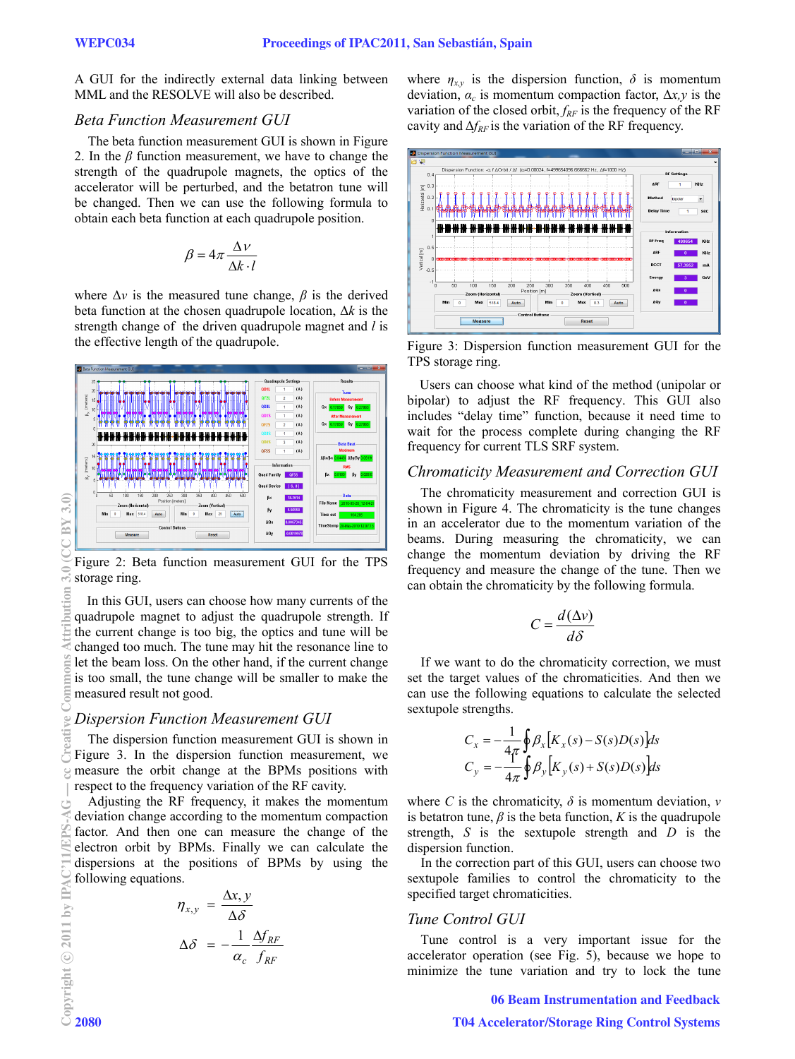A GUI for the indirectly external data linking between MML and the RESOLVE will also be described.

### *Beta Function Measurement GUI*

The beta function measurement GUI is shown in Figure 2. In the $\beta$ function measurement, we have to change the strength of the quadrupole magnets, the optics of the accelerator will be perturbed, and the betatron tune will be changed. Then we can use the following formula to obtain each beta function at each quadrupole position.

$$\beta = 4\pi \frac{\Delta \nu}{\Delta k \cdot l}$$

where $\Delta\nu$ is the measured tune change, $\beta$ is the derived beta function at the chosen quadrupole location, $\Delta k$ is the strength change of the driven quadrupole magnet and $l$ is the effective length of the quadrupole.

Figure 2: Beta function measurement GUI for the TPS storage ring.

In this GUI, users can choose how many currents of the quadrupole magnet to adjust the quadrupole strength. If the current change is too big, the optics and tune will be changed too much. The tune may hit the resonance line to let the beam loss. On the other hand, if the current change is too small, the tune change will be smaller to make the measured result not good.

### *Dispersion Function Measurement GUI*

The dispersion function measurement GUI is shown in Figure 3. In the dispersion function measurement, we measure the orbit change at the BPMs positions with respect to the frequency variation of the RF cavity.

Adjusting the RF frequency, it makes the momentum deviation change according to the momentum compaction factor. And then one can measure the change of the electron orbit by BPMs. Finally we can calculate the dispersions at the positions of BPMs by using the following equations.

$$\eta_{x,y} = \frac{\Delta x, y}{\Delta \delta}$$

$$\Delta \delta = -\frac{1}{\alpha_c} \frac{\Delta f_{RF}}{f_{RF}}$$

where $\eta_{x,y}$ is the dispersion function, $\delta$ is momentum deviation, $\alpha_c$ is momentum compaction factor, $\Delta x,y$ is the variation of the closed orbit, $f_{RF}$ is the frequency of the RF cavity and $\Delta f_{RF}$ is the variation of the RF frequency.

Figure 3: Dispersion function measurement GUI for the TPS storage ring.

Users can choose what kind of the method (unipolar or bipolar) to adjust the RF frequency. This GUI also includes "delay time" function, because it need time to wait for the process complete during changing the RF frequency for current TLS SRF system.

### *Chromaticity Measurement and Correction GUI*

The chromaticity measurement and correction GUI is shown in Figure 4. The chromaticity is the tune changes in an accelerator due to the momentum variation of the beams. During measuring the chromaticity, we can change the momentum deviation by driving the RF frequency and measure the change of the tune. Then we can obtain the chromaticity by the following formula.

$$C = \frac{d(\Delta \nu)}{d\delta}$$

If we want to do the chromaticity correction, we must set the target values of the chromaticities. And then we can use the following equations to calculate the selected sextupole strengths.

$$C_x = -\frac{1}{4\pi} \oint \beta_x \left[ K_x(s) - S(s)D(s) \right] ds$$

$$C_y = -\frac{1}{4\pi} \oint \beta_y \left[ K_y(s) + S(s)D(s) \right] ds$$

where $C$ is the chromaticity, $\delta$ is momentum deviation, $v$ is betatron tune, $\beta$ is the beta function, $K$ is the quadrupole strength, $S$ is the sextupole strength and $D$ is the dispersion function.

In the correction part of this GUI, users can choose two sextupole families to control the chromaticity to the specified target chromaticities.

### *Tune Control GUI*

Tune control is a very important issue for the accelerator operation (see Fig. 5), because we hope to minimize the tune variation and try to lock the tune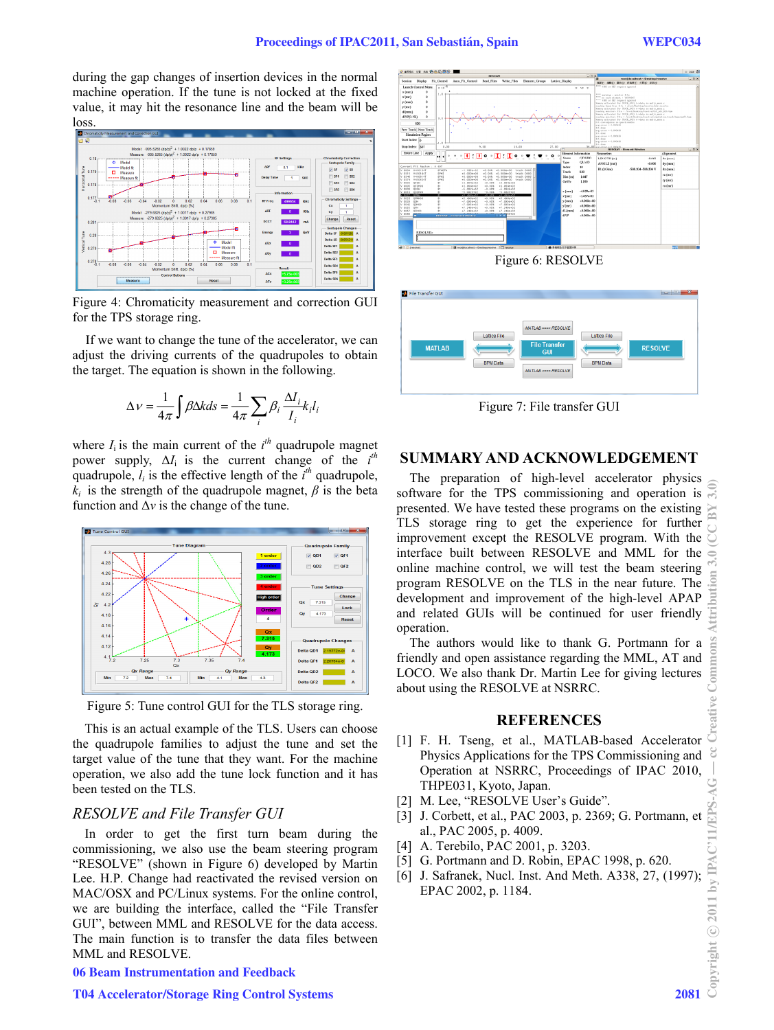during the gap changes of insertion devices in the normal machine operation. If the tune is not locked at the fixed value, it may hit the resonance line and the beam will be loss.

Figure 4: Chromaticity measurement and correction GUI for the TPS storage ring.

If we want to change the tune of the accelerator, we can adjust the driving currents of the quadrupoles to obtain the target. The equation is shown in the following.

$$\Delta\nu = \frac{1}{4\pi}\int \beta \Delta k ds = \frac{1}{4\pi}\sum_i \beta_i \frac{\Delta I_i}{I_i} k_i l_i$$

where $I_i$ is the main current of the $i^{th}$ quadrupole magnet power supply, $\Delta I_i$ is the current change of the $i^{th}$ quadrupole, $l_i$ is the effective length of the $i^{th}$ quadrupole, $k_i$ is the strength of the quadrupole magnet, $\beta$ is the beta function and $\Delta\nu$ is the change of the tune.

Figure 5: Tune control GUI for the TLS storage ring.

This is an actual example of the TLS. Users can choose the quadrupole families to adjust the tune and set the target value of the tune that they want. For the machine operation, we also add the tune lock function and it has been tested on the TLS.

### *RESOLVE and File Transfer GUI*

In order to get the first turn beam during the commissioning, we also use the beam steering program "RESOLVE" (shown in Figure 6) developed by Martin Lee. H.P. Change had reactivated the revised version on MAC/OSX and PC/Linux systems. For the online control, we are building the interface, called the "File Transfer GUI", between MML and RESOLVE for the data access. The main function is to transfer the data files between MML and RESOLVE.

Figure 6: RESOLVE

Figure 7: File transfer GUI

## SUMMARY AND ACKNOWLEDGEMENT

The preparation of high-level accelerator physics software for the TPS commissioning and operation is presented. We have tested these programs on the existing TLS storage ring to get the experience for further improvement except the RESOLVE program. With the interface built between RESOLVE and MML for the online machine control, we will test the beam steering program RESOLVE on the TLS in the near future. The development and improvement of the high-level APAP and related GUIs will be continued for user friendly operation.

The authors would like to thank G. Portmann for a friendly and open assistance regarding the MML, AT and LOCO. We also thank Dr. Martin Lee for giving lectures about using the RESOLVE at NSRRC.

## REFERENCES

[1] F. H. Tseng, et al., MATLAB-based Accelerator Physics Applications for the TPS Commissioning and Operation at NSRRC, Proceedings of IPAC 2010, THPE031, Kyoto, Japan.

[2] M. Lee, "RESOLVE User's Guide".

[3] J. Corbett, et al., PAC 2003, p. 2369; G. Portmann, et al., PAC 2005, p. 4009.

[4] A. Terebilo, PAC 2001, p. 3203.

[5] G. Portmann and D. Robin, EPAC 1998, p. 620.

[6] J. Safranek, Nucl. Inst. And Meth. A338, 27, (1997); EPAC 2002, p. 1184.